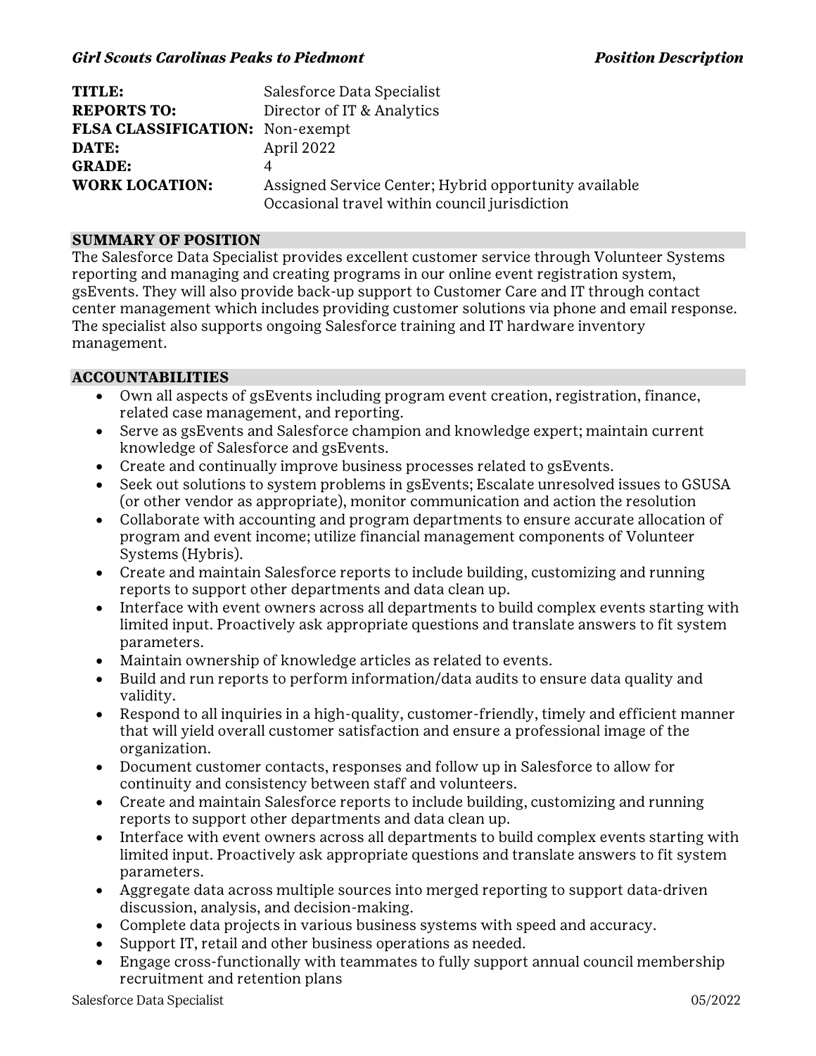*Girl Scouts Carolinas Peaks to Piedmont* *Position Description*

| | |
|---|---|
| **TITLE:** | Salesforce Data Specialist |
| **REPORTS TO:** | Director of IT & Analytics |
| **FLSA CLASSIFICATION:** | Non-exempt |
| **DATE:** | April 2022 |
| **GRADE:** | 4 |
| **WORK LOCATION:** | Assigned Service Center; Hybrid opportunity available<br>Occasional travel within council jurisdiction |

## SUMMARY OF POSITION

The Salesforce Data Specialist provides excellent customer service through Volunteer Systems reporting and managing and creating programs in our online event registration system, gsEvents. They will also provide back-up support to Customer Care and IT through contact center management which includes providing customer solutions via phone and email response. The specialist also supports ongoing Salesforce training and IT hardware inventory management.

## ACCOUNTABILITIES

- Own all aspects of gsEvents including program event creation, registration, finance, related case management, and reporting.
- Serve as gsEvents and Salesforce champion and knowledge expert; maintain current knowledge of Salesforce and gsEvents.
- Create and continually improve business processes related to gsEvents.
- Seek out solutions to system problems in gsEvents; Escalate unresolved issues to GSUSA (or other vendor as appropriate), monitor communication and action the resolution
- Collaborate with accounting and program departments to ensure accurate allocation of program and event income; utilize financial management components of Volunteer Systems (Hybris).
- Create and maintain Salesforce reports to include building, customizing and running reports to support other departments and data clean up.
- Interface with event owners across all departments to build complex events starting with limited input. Proactively ask appropriate questions and translate answers to fit system parameters.
- Maintain ownership of knowledge articles as related to events.
- Build and run reports to perform information/data audits to ensure data quality and validity.
- Respond to all inquiries in a high-quality, customer-friendly, timely and efficient manner that will yield overall customer satisfaction and ensure a professional image of the organization.
- Document customer contacts, responses and follow up in Salesforce to allow for continuity and consistency between staff and volunteers.
- Create and maintain Salesforce reports to include building, customizing and running reports to support other departments and data clean up.
- Interface with event owners across all departments to build complex events starting with limited input. Proactively ask appropriate questions and translate answers to fit system parameters.
- Aggregate data across multiple sources into merged reporting to support data-driven discussion, analysis, and decision-making.
- Complete data projects in various business systems with speed and accuracy.
- Support IT, retail and other business operations as needed.
- Engage cross-functionally with teammates to fully support annual council membership recruitment and retention plans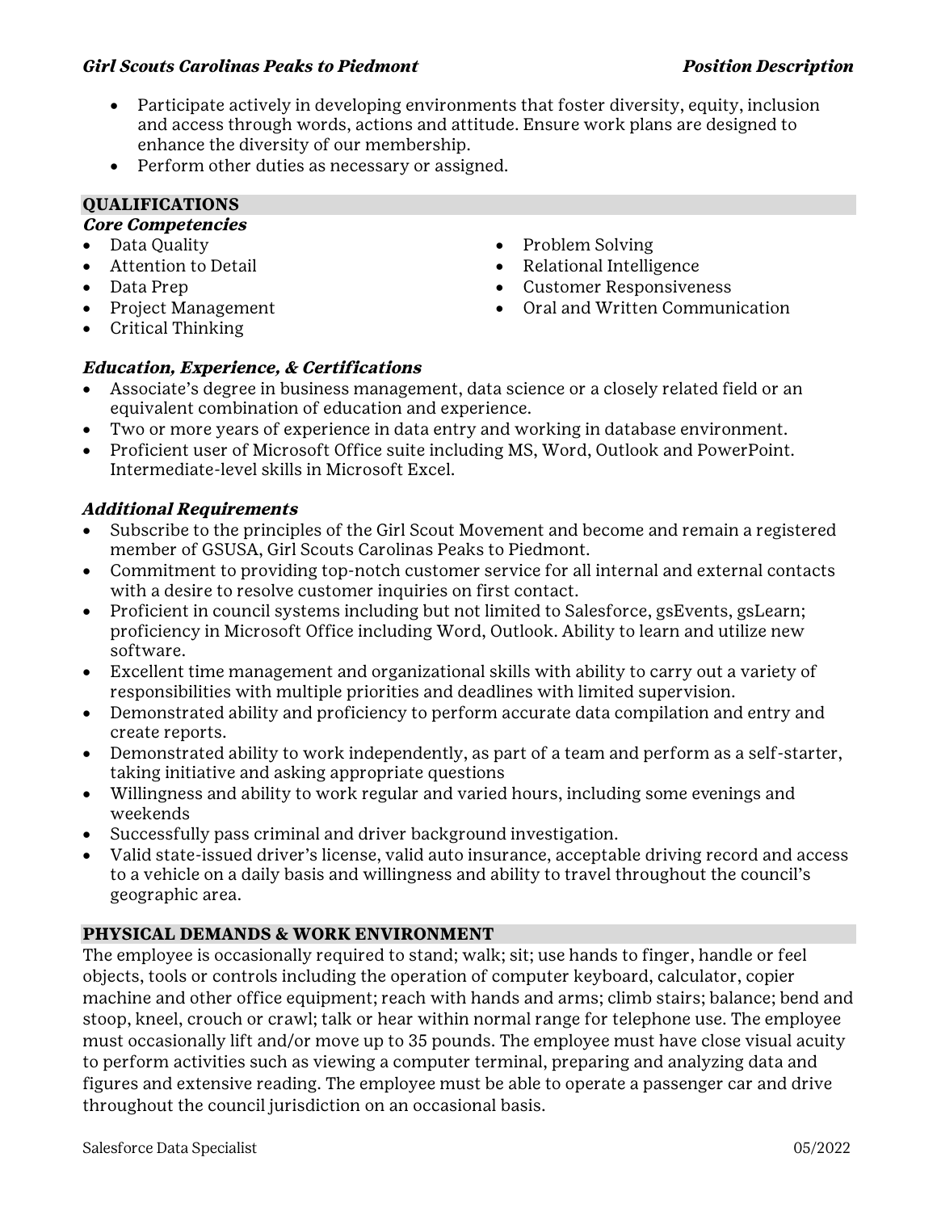- Participate actively in developing environments that foster diversity, equity, inclusion and access through words, actions and attitude. Ensure work plans are designed to enhance the diversity of our membership.
- Perform other duties as necessary or assigned.

## QUALIFICATIONS

### *Core Competencies*

- Data Quality
- Attention to Detail
- Data Prep
- Project Management
- Critical Thinking
- Problem Solving
- Relational Intelligence
- Customer Responsiveness
- Oral and Written Communication

### *Education, Experience, & Certifications*

- Associate's degree in business management, data science or a closely related field or an equivalent combination of education and experience.
- Two or more years of experience in data entry and working in database environment.
- Proficient user of Microsoft Office suite including MS, Word, Outlook and PowerPoint. Intermediate-level skills in Microsoft Excel.

### *Additional Requirements*

- Subscribe to the principles of the Girl Scout Movement and become and remain a registered member of GSUSA, Girl Scouts Carolinas Peaks to Piedmont.
- Commitment to providing top-notch customer service for all internal and external contacts with a desire to resolve customer inquiries on first contact.
- Proficient in council systems including but not limited to Salesforce, gsEvents, gsLearn; proficiency in Microsoft Office including Word, Outlook. Ability to learn and utilize new software.
- Excellent time management and organizational skills with ability to carry out a variety of responsibilities with multiple priorities and deadlines with limited supervision.
- Demonstrated ability and proficiency to perform accurate data compilation and entry and create reports.
- Demonstrated ability to work independently, as part of a team and perform as a self-starter, taking initiative and asking appropriate questions
- Willingness and ability to work regular and varied hours, including some evenings and weekends
- Successfully pass criminal and driver background investigation.
- Valid state-issued driver's license, valid auto insurance, acceptable driving record and access to a vehicle on a daily basis and willingness and ability to travel throughout the council's geographic area.

## PHYSICAL DEMANDS & WORK ENVIRONMENT

The employee is occasionally required to stand; walk; sit; use hands to finger, handle or feel objects, tools or controls including the operation of computer keyboard, calculator, copier machine and other office equipment; reach with hands and arms; climb stairs; balance; bend and stoop, kneel, crouch or crawl; talk or hear within normal range for telephone use. The employee must occasionally lift and/or move up to 35 pounds. The employee must have close visual acuity to perform activities such as viewing a computer terminal, preparing and analyzing data and figures and extensive reading. The employee must be able to operate a passenger car and drive throughout the council jurisdiction on an occasional basis.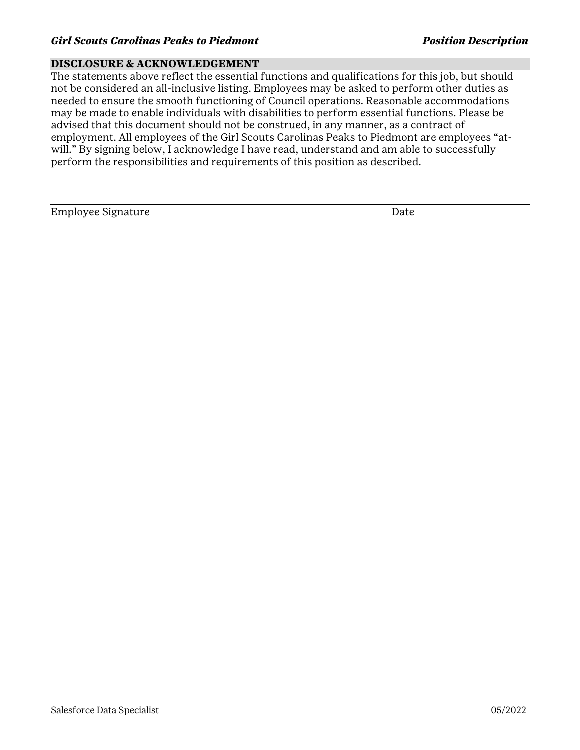## DISCLOSURE & ACKNOWLEDGEMENT

The statements above reflect the essential functions and qualifications for this job, but should not be considered an all-inclusive listing. Employees may be asked to perform other duties as needed to ensure the smooth functioning of Council operations. Reasonable accommodations may be made to enable individuals with disabilities to perform essential functions. Please be advised that this document should not be construed, in any manner, as a contract of employment. All employees of the Girl Scouts Carolinas Peaks to Piedmont are employees "at-will." By signing below, I acknowledge I have read, understand and am able to successfully perform the responsibilities and requirements of this position as described.

Employee Signature &nbsp;&nbsp;&nbsp;&nbsp;&nbsp;&nbsp;&nbsp;&nbsp;&nbsp;&nbsp;&nbsp;&nbsp;&nbsp;&nbsp;&nbsp;&nbsp;&nbsp;&nbsp;&nbsp;&nbsp;&nbsp;&nbsp;&nbsp;&nbsp;&nbsp;&nbsp;&nbsp;&nbsp;&nbsp;&nbsp;&nbsp;&nbsp; Date